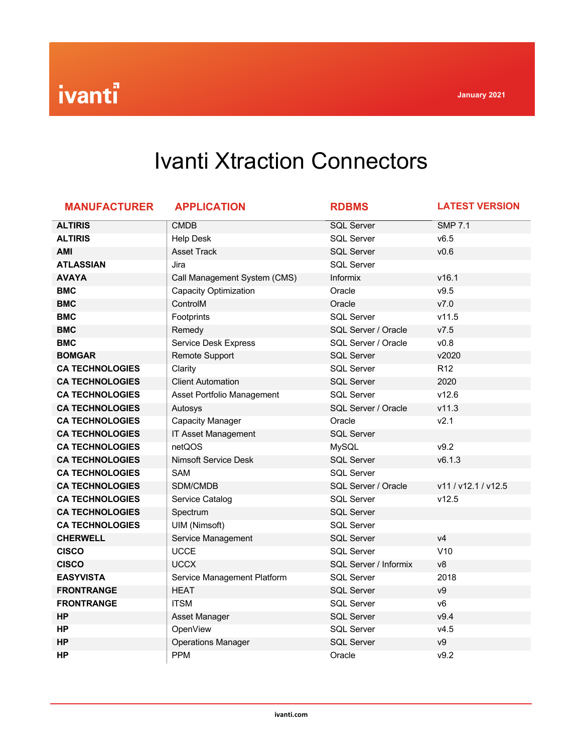January 2021

# Ivanti Xtraction Connectors

| MANUFACTURER | APPLICATION | RDBMS | LATEST VERSION |
|---|---|---|---|
| **ALTIRIS** | CMDB | SQL Server | SMP 7.1 |
| **ALTIRIS** | Help Desk | SQL Server | v6.5 |
| **AMI** | Asset Track | SQL Server | v0.6 |
| **ATLASSIAN** | Jira | SQL Server | |
| **AVAYA** | Call Management System (CMS) | Informix | v16.1 |
| **BMC** | Capacity Optimization | Oracle | v9.5 |
| **BMC** | ControlM | Oracle | v7.0 |
| **BMC** | Footprints | SQL Server | v11.5 |
| **BMC** | Remedy | SQL Server / Oracle | v7.5 |
| **BMC** | Service Desk Express | SQL Server / Oracle | v0.8 |
| **BOMGAR** | Remote Support | SQL Server | v2020 |
| **CA TECHNOLOGIES** | Clarity | SQL Server | R12 |
| **CA TECHNOLOGIES** | Client Automation | SQL Server | 2020 |
| **CA TECHNOLOGIES** | Asset Portfolio Management | SQL Server | v12.6 |
| **CA TECHNOLOGIES** | Autosys | SQL Server / Oracle | v11.3 |
| **CA TECHNOLOGIES** | Capacity Manager | Oracle | v2.1 |
| **CA TECHNOLOGIES** | IT Asset Management | SQL Server | |
| **CA TECHNOLOGIES** | netQOS | MySQL | v9.2 |
| **CA TECHNOLOGIES** | Nimsoft Service Desk | SQL Server | v6.1.3 |
| **CA TECHNOLOGIES** | SAM | SQL Server | |
| **CA TECHNOLOGIES** | SDM/CMDB | SQL Server / Oracle | v11 / v12.1 / v12.5 |
| **CA TECHNOLOGIES** | Service Catalog | SQL Server | v12.5 |
| **CA TECHNOLOGIES** | Spectrum | SQL Server | |
| **CA TECHNOLOGIES** | UIM (Nimsoft) | SQL Server | |
| **CHERWELL** | Service Management | SQL Server | v4 |
| **CISCO** | UCCE | SQL Server | V10 |
| **CISCO** | UCCX | SQL Server / Informix | v8 |
| **EASYVISTA** | Service Management Platform | SQL Server | 2018 |
| **FRONTRANGE** | HEAT | SQL Server | v9 |
| **FRONTRANGE** | ITSM | SQL Server | v6 |
| **HP** | Asset Manager | SQL Server | v9.4 |
| **HP** | OpenView | SQL Server | v4.5 |
| **HP** | Operations Manager | SQL Server | v9 |
| **HP** | PPM | Oracle | v9.2 |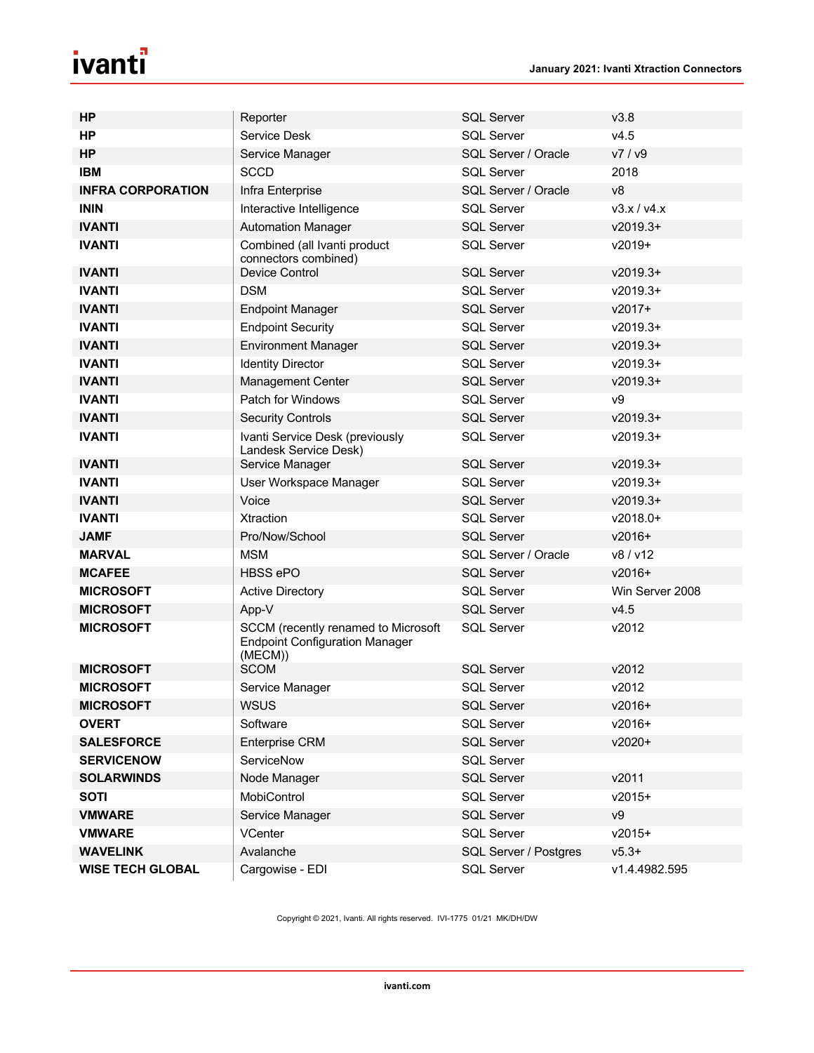| | | | |
|---|---|---|---|
| **HP** | Reporter | SQL Server | v3.8 |
| **HP** | Service Desk | SQL Server | v4.5 |
| **HP** | Service Manager | SQL Server / Oracle | v7 / v9 |
| **IBM** | SCCD | SQL Server | 2018 |
| **INFRA CORPORATION** | Infra Enterprise | SQL Server / Oracle | v8 |
| **ININ** | Interactive Intelligence | SQL Server | v3.x / v4.x |
| **IVANTI** | Automation Manager | SQL Server | v2019.3+ |
| **IVANTI** | Combined (all Ivanti product connectors combined) | SQL Server | v2019+ |
| **IVANTI** | Device Control | SQL Server | v2019.3+ |
| **IVANTI** | DSM | SQL Server | v2019.3+ |
| **IVANTI** | Endpoint Manager | SQL Server | v2017+ |
| **IVANTI** | Endpoint Security | SQL Server | v2019.3+ |
| **IVANTI** | Environment Manager | SQL Server | v2019.3+ |
| **IVANTI** | Identity Director | SQL Server | v2019.3+ |
| **IVANTI** | Management Center | SQL Server | v2019.3+ |
| **IVANTI** | Patch for Windows | SQL Server | v9 |
| **IVANTI** | Security Controls | SQL Server | v2019.3+ |
| **IVANTI** | Ivanti Service Desk (previously Landesk Service Desk) | SQL Server | v2019.3+ |
| **IVANTI** | Service Manager | SQL Server | v2019.3+ |
| **IVANTI** | User Workspace Manager | SQL Server | v2019.3+ |
| **IVANTI** | Voice | SQL Server | v2019.3+ |
| **IVANTI** | Xtraction | SQL Server | v2018.0+ |
| **JAMF** | Pro/Now/School | SQL Server | v2016+ |
| **MARVAL** | MSM | SQL Server / Oracle | v8 / v12 |
| **MCAFEE** | HBSS ePO | SQL Server | v2016+ |
| **MICROSOFT** | Active Directory | SQL Server | Win Server 2008 |
| **MICROSOFT** | App-V | SQL Server | v4.5 |
| **MICROSOFT** | SCCM (recently renamed to Microsoft Endpoint Configuration Manager (MECM)) | SQL Server | v2012 |
| **MICROSOFT** | SCOM | SQL Server | v2012 |
| **MICROSOFT** | Service Manager | SQL Server | v2012 |
| **MICROSOFT** | WSUS | SQL Server | v2016+ |
| **OVERT** | Software | SQL Server | v2016+ |
| **SALESFORCE** | Enterprise CRM | SQL Server | v2020+ |
| **SERVICENOW** | ServiceNow | SQL Server | |
| **SOLARWINDS** | Node Manager | SQL Server | v2011 |
| **SOTI** | MobiControl | SQL Server | v2015+ |
| **VMWARE** | Service Manager | SQL Server | v9 |
| **VMWARE** | VCenter | SQL Server | v2015+ |
| **WAVELINK** | Avalanche | SQL Server / Postgres | v5.3+ |
| **WISE TECH GLOBAL** | Cargowise - EDI | SQL Server | v1.4.4982.595 |

Copyright © 2021, Ivanti. All rights reserved. IVI-1775 01/21 MK/DH/DW